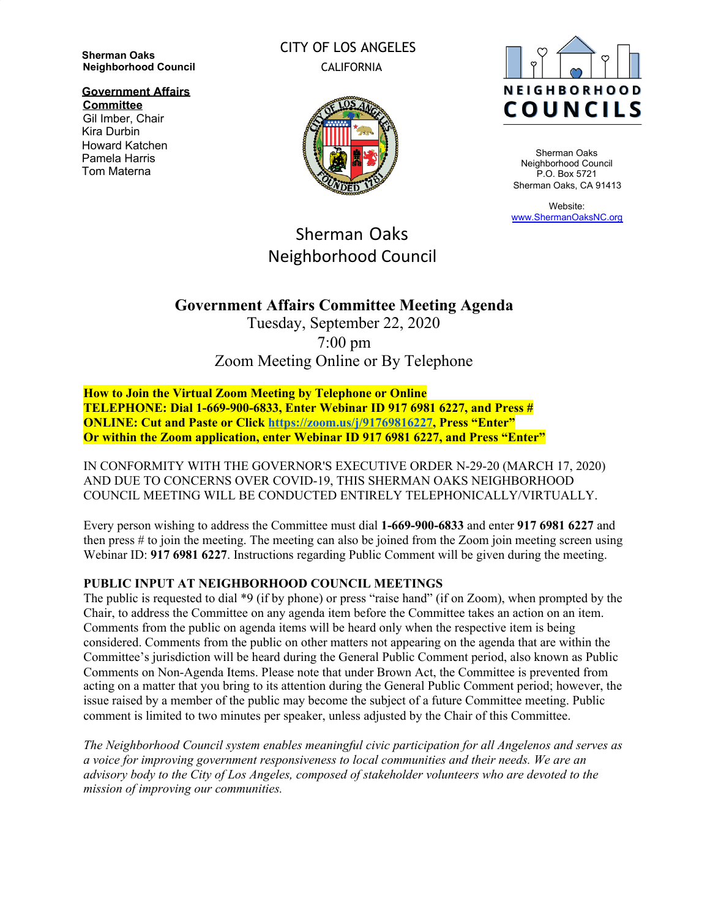**Sherman Oaks Neighborhood Council**

**Government Affairs Committee**
Gil Imber, Chair
Kira Durbin
Howard Katchen
Pamela Harris
Tom Materna

CITY OF LOS ANGELES
CALIFORNIA

NEIGHBORHOOD COUNCILS

Sherman Oaks Neighborhood Council
P.O. Box 5721
Sherman Oaks, CA 91413

Website:
[www.ShermanOaksNC.org](http://www.ShermanOaksNC.org)

# Sherman Oaks Neighborhood Council

## Government Affairs Committee Meeting Agenda

Tuesday, September 22, 2020
7:00 pm
Zoom Meeting Online or By Telephone

**How to Join the Virtual Zoom Meeting by Telephone or Online**
**TELEPHONE: Dial 1-669-900-6833, Enter Webinar ID 917 6981 6227, and Press #**
**ONLINE: Cut and Paste or Click [https://zoom.us/j/91769816227](https://zoom.us/j/91769816227), Press "Enter"**
**Or within the Zoom application, enter Webinar ID 917 6981 6227, and Press "Enter"**

IN CONFORMITY WITH THE GOVERNOR'S EXECUTIVE ORDER N-29-20 (MARCH 17, 2020) AND DUE TO CONCERNS OVER COVID-19, THIS SHERMAN OAKS NEIGHBORHOOD COUNCIL MEETING WILL BE CONDUCTED ENTIRELY TELEPHONICALLY/VIRTUALLY.

Every person wishing to address the Committee must dial **1-669-900-6833** and enter **917 6981 6227** and then press # to join the meeting. The meeting can also be joined from the Zoom join meeting screen using Webinar ID: **917 6981 6227**. Instructions regarding Public Comment will be given during the meeting.

**PUBLIC INPUT AT NEIGHBORHOOD COUNCIL MEETINGS**
The public is requested to dial *9 (if by phone) or press "raise hand" (if on Zoom), when prompted by the Chair, to address the Committee on any agenda item before the Committee takes an action on an item. Comments from the public on agenda items will be heard only when the respective item is being considered. Comments from the public on other matters not appearing on the agenda that are within the Committee's jurisdiction will be heard during the General Public Comment period, also known as Public Comments on Non-Agenda Items. Please note that under Brown Act, the Committee is prevented from acting on a matter that you bring to its attention during the General Public Comment period; however, the issue raised by a member of the public may become the subject of a future Committee meeting. Public comment is limited to two minutes per speaker, unless adjusted by the Chair of this Committee.

*The Neighborhood Council system enables meaningful civic participation for all Angelenos and serves as a voice for improving government responsiveness to local communities and their needs. We are an advisory body to the City of Los Angeles, composed of stakeholder volunteers who are devoted to the mission of improving our communities.*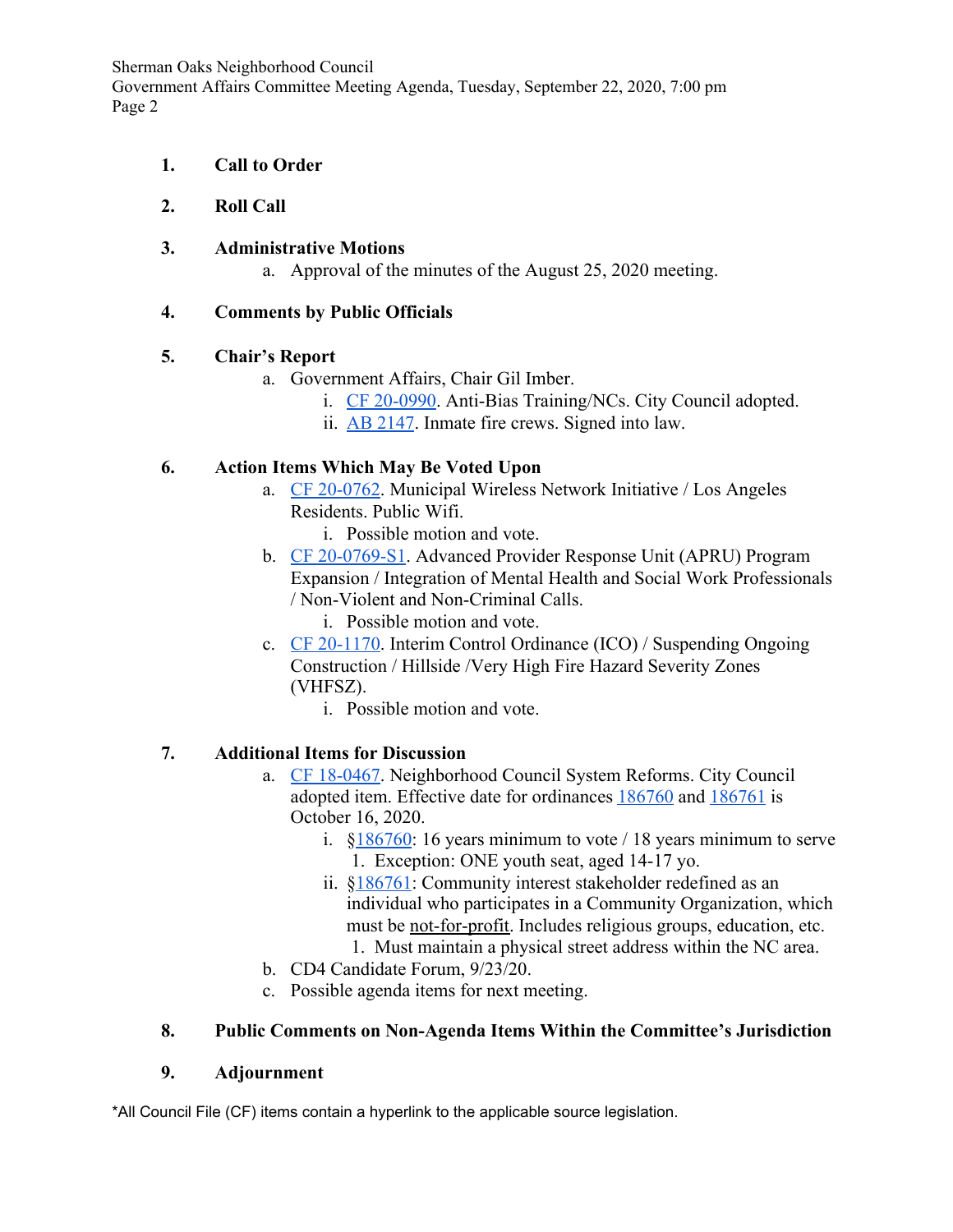1. **Call to Order**

2. **Roll Call**

3. **Administrative Motions**
    a. Approval of the minutes of the August 25, 2020 meeting.

4. **Comments by Public Officials**

5. **Chair's Report**
    a. Government Affairs, Chair Gil Imber.
        i. CF 20-0990. Anti-Bias Training/NCs. City Council adopted.
        ii. AB 2147. Inmate fire crews. Signed into law.

6. **Action Items Which May Be Voted Upon**
    a. CF 20-0762. Municipal Wireless Network Initiative / Los Angeles Residents. Public Wifi.
        i. Possible motion and vote.
    b. CF 20-0769-S1. Advanced Provider Response Unit (APRU) Program Expansion / Integration of Mental Health and Social Work Professionals / Non-Violent and Non-Criminal Calls.
        i. Possible motion and vote.
    c. CF 20-1170. Interim Control Ordinance (ICO) / Suspending Ongoing Construction / Hillside /Very High Fire Hazard Severity Zones (VHFSZ).
        i. Possible motion and vote.

7. **Additional Items for Discussion**
    a. CF 18-0467. Neighborhood Council System Reforms. City Council adopted item. Effective date for ordinances 186760 and 186761 is October 16, 2020.
        i. §186760: 16 years minimum to vote / 18 years minimum to serve
            1. Exception: ONE youth seat, aged 14-17 yo.
        ii. §186761: Community interest stakeholder redefined as an individual who participates in a Community Organization, which must be not-for-profit. Includes religious groups, education, etc.
            1. Must maintain a physical street address within the NC area.
    b. CD4 Candidate Forum, 9/23/20.
    c. Possible agenda items for next meeting.

8. **Public Comments on Non-Agenda Items Within the Committee's Jurisdiction**

9. **Adjournment**

*All Council File (CF) items contain a hyperlink to the applicable source legislation.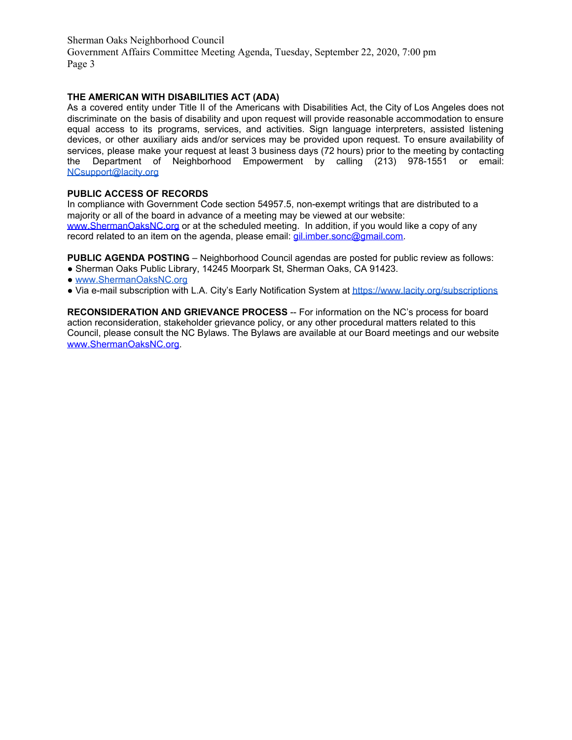**THE AMERICAN WITH DISABILITIES ACT (ADA)**
As a covered entity under Title II of the Americans with Disabilities Act, the City of Los Angeles does not discriminate on the basis of disability and upon request will provide reasonable accommodation to ensure equal access to its programs, services, and activities. Sign language interpreters, assisted listening devices, or other auxiliary aids and/or services may be provided upon request. To ensure availability of services, please make your request at least 3 business days (72 hours) prior to the meeting by contacting the Department of Neighborhood Empowerment by calling (213) 978-1551 or email: NCsupport@lacity.org

**PUBLIC ACCESS OF RECORDS**
In compliance with Government Code section 54957.5, non-exempt writings that are distributed to a majority or all of the board in advance of a meeting may be viewed at our website: www.ShermanOaksNC.org or at the scheduled meeting. In addition, if you would like a copy of any record related to an item on the agenda, please email: gil.imber.sonc@gmail.com.

**PUBLIC AGENDA POSTING** – Neighborhood Council agendas are posted for public review as follows:
- Sherman Oaks Public Library, 14245 Moorpark St, Sherman Oaks, CA 91423.
- www.ShermanOaksNC.org
- Via e-mail subscription with L.A. City's Early Notification System at https://www.lacity.org/subscriptions

**RECONSIDERATION AND GRIEVANCE PROCESS** -- For information on the NC's process for board action reconsideration, stakeholder grievance policy, or any other procedural matters related to this Council, please consult the NC Bylaws. The Bylaws are available at our Board meetings and our website www.ShermanOaksNC.org.